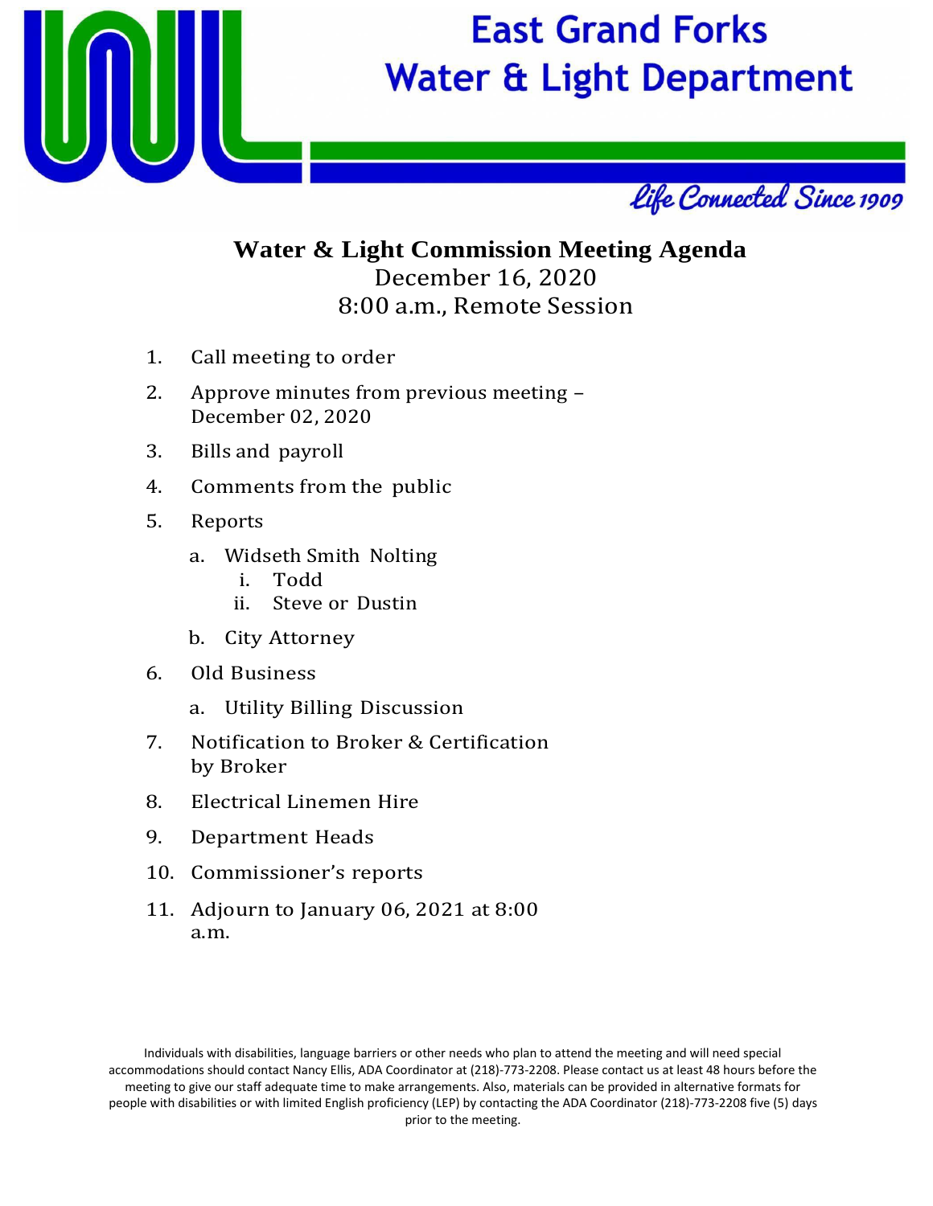# East Grand Forks Water & Light Department

*Life Connected Since 1909*

## Water & Light Commission Meeting Agenda

December 16, 2020
8:00 a.m., Remote Session

1. Call meeting to order
2. Approve minutes from previous meeting – December 02, 2020
3. Bills and payroll
4. Comments from the public
5. Reports
   a. Widseth Smith Nolting
      i. Todd
      ii. Steve or Dustin
   b. City Attorney
6. Old Business
   a. Utility Billing Discussion
7. Notification to Broker & Certification by Broker
8. Electrical Linemen Hire
9. Department Heads
10. Commissioner's reports
11. Adjourn to January 06, 2021 at 8:00 a.m.

Individuals with disabilities, language barriers or other needs who plan to attend the meeting and will need special accommodations should contact Nancy Ellis, ADA Coordinator at (218)-773-2208. Please contact us at least 48 hours before the meeting to give our staff adequate time to make arrangements. Also, materials can be provided in alternative formats for people with disabilities or with limited English proficiency (LEP) by contacting the ADA Coordinator (218)-773-2208 five (5) days prior to the meeting.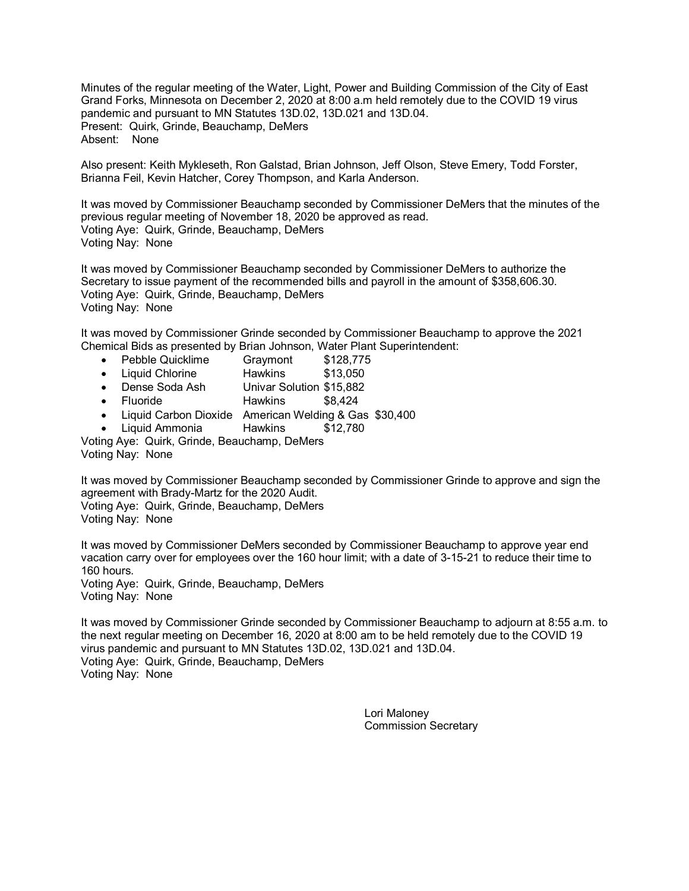Minutes of the regular meeting of the Water, Light, Power and Building Commission of the City of East Grand Forks, Minnesota on December 2, 2020 at 8:00 a.m held remotely due to the COVID 19 virus pandemic and pursuant to MN Statutes 13D.02, 13D.021 and 13D.04.
Present: Quirk, Grinde, Beauchamp, DeMers
Absent: None

Also present: Keith Mykleseth, Ron Galstad, Brian Johnson, Jeff Olson, Steve Emery, Todd Forster, Brianna Feil, Kevin Hatcher, Corey Thompson, and Karla Anderson.

It was moved by Commissioner Beauchamp seconded by Commissioner DeMers that the minutes of the previous regular meeting of November 18, 2020 be approved as read.
Voting Aye: Quirk, Grinde, Beauchamp, DeMers
Voting Nay: None

It was moved by Commissioner Beauchamp seconded by Commissioner DeMers to authorize the Secretary to issue payment of the recommended bills and payroll in the amount of $358,606.30.
Voting Aye: Quirk, Grinde, Beauchamp, DeMers
Voting Nay: None

It was moved by Commissioner Grinde seconded by Commissioner Beauchamp to approve the 2021 Chemical Bids as presented by Brian Johnson, Water Plant Superintendent:

- Pebble Quicklime Graymont $128,775
- Liquid Chlorine Hawkins $13,050
- Dense Soda Ash Univar Solution $15,882
- Fluoride Hawkins $8,424
- Liquid Carbon Dioxide American Welding & Gas $30,400
- Liquid Ammonia Hawkins $12,780

Voting Aye: Quirk, Grinde, Beauchamp, DeMers
Voting Nay: None

It was moved by Commissioner Beauchamp seconded by Commissioner Grinde to approve and sign the agreement with Brady-Martz for the 2020 Audit.
Voting Aye: Quirk, Grinde, Beauchamp, DeMers
Voting Nay: None

It was moved by Commissioner DeMers seconded by Commissioner Beauchamp to approve year end vacation carry over for employees over the 160 hour limit; with a date of 3-15-21 to reduce their time to 160 hours.
Voting Aye: Quirk, Grinde, Beauchamp, DeMers
Voting Nay: None

It was moved by Commissioner Grinde seconded by Commissioner Beauchamp to adjourn at 8:55 a.m. to the next regular meeting on December 16, 2020 at 8:00 am to be held remotely due to the COVID 19 virus pandemic and pursuant to MN Statutes 13D.02, 13D.021 and 13D.04.
Voting Aye: Quirk, Grinde, Beauchamp, DeMers
Voting Nay: None

Lori Maloney
Commission Secretary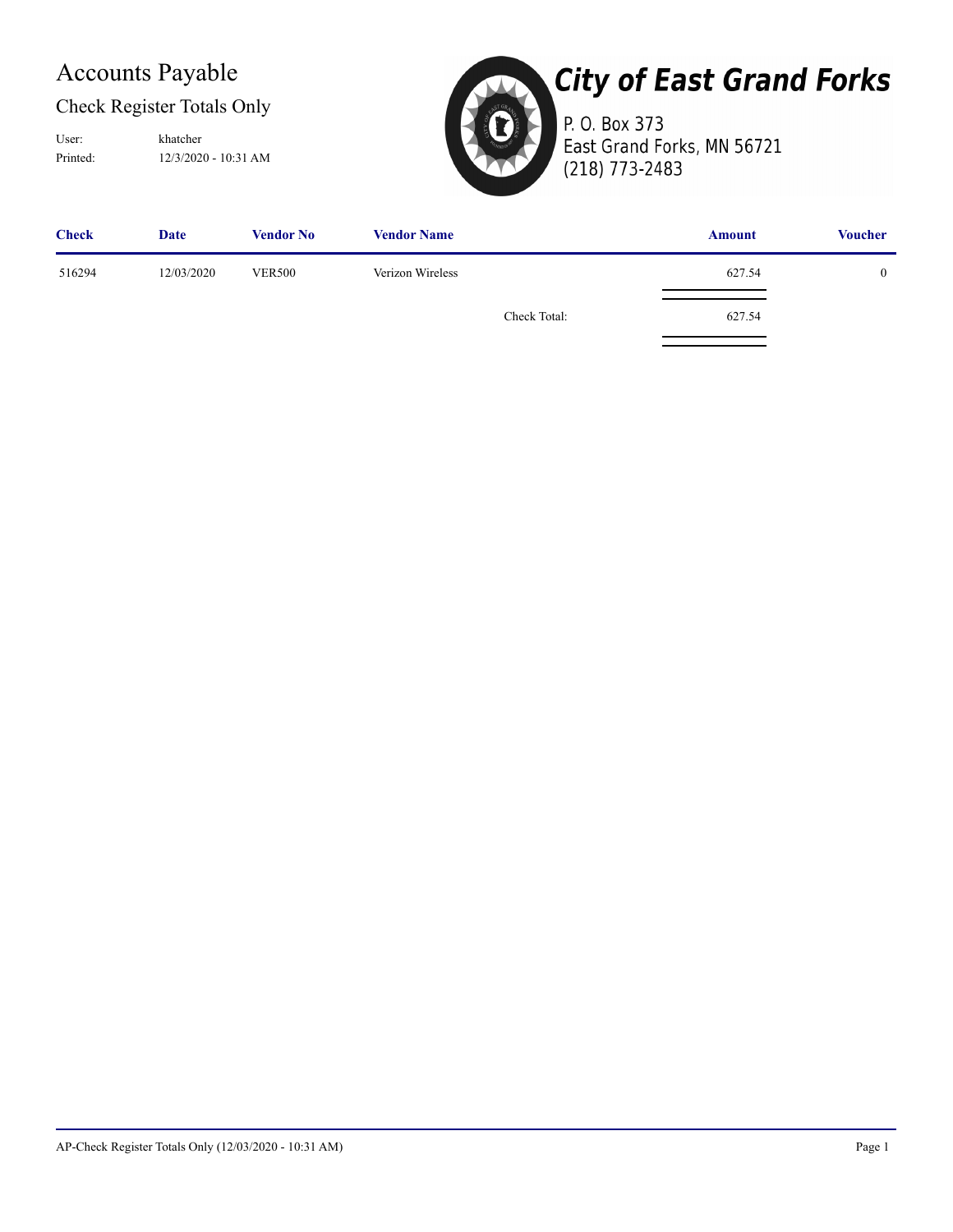# Accounts Payable

## Check Register Totals Only

User: khatcher
Printed: 12/3/2020 - 10:31 AM

**City of East Grand Forks**
P. O. Box 373
East Grand Forks, MN 56721
(218) 773-2483

| Check | Date | Vendor No | Vendor Name | Amount | Voucher |
|---|---|---|---|---|---|
| 516294 | 12/03/2020 | VER500 | Verizon Wireless | 627.54 | 0 |
| | | | Check Total: | 627.54 | |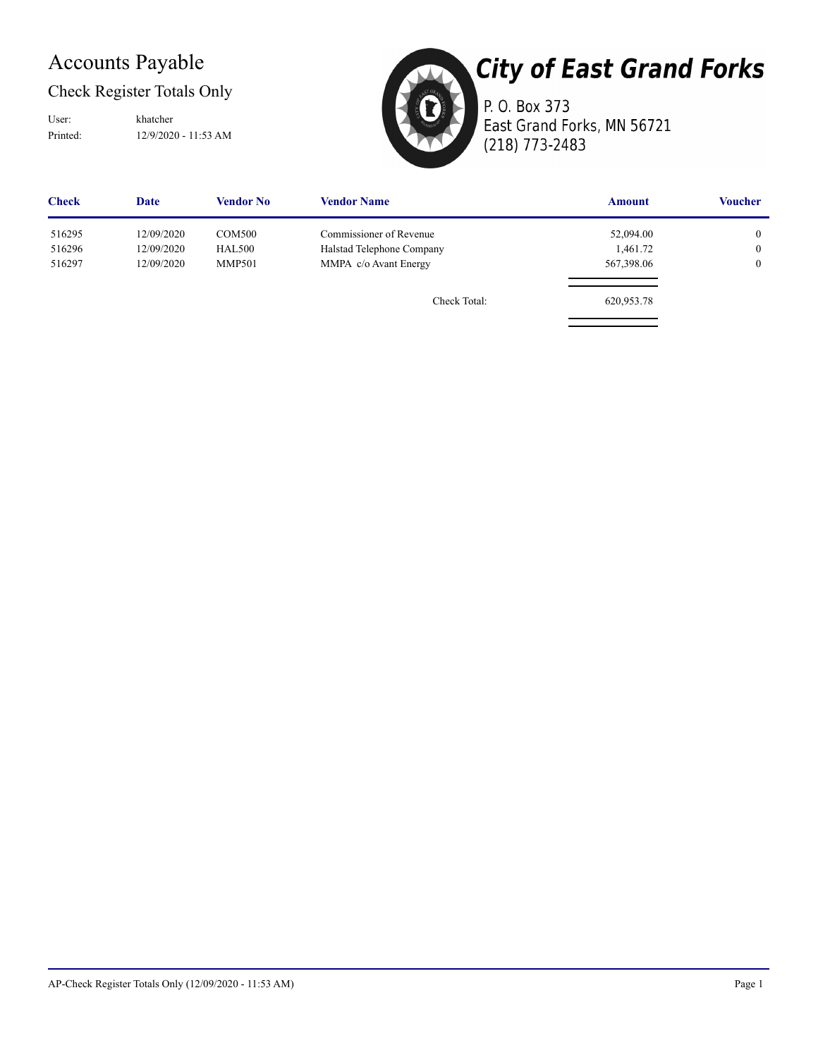# Accounts Payable

## Check Register Totals Only

User: khatcher
Printed: 12/9/2020 - 11:53 AM

**City of East Grand Forks**
P. O. Box 373
East Grand Forks, MN 56721
(218) 773-2483

| Check | Date | Vendor No | Vendor Name | Amount | Voucher |
|---|---|---|---|---|---|
| 516295 | 12/09/2020 | COM500 | Commissioner of Revenue | 52,094.00 | 0 |
| 516296 | 12/09/2020 | HAL500 | Halstad Telephone Company | 1,461.72 | 0 |
| 516297 | 12/09/2020 | MMP501 | MMPA c/o Avant Energy | 567,398.06 | 0 |
| | | | Check Total: | 620,953.78 | |

AP-Check Register Totals Only (12/09/2020 - 11:53 AM)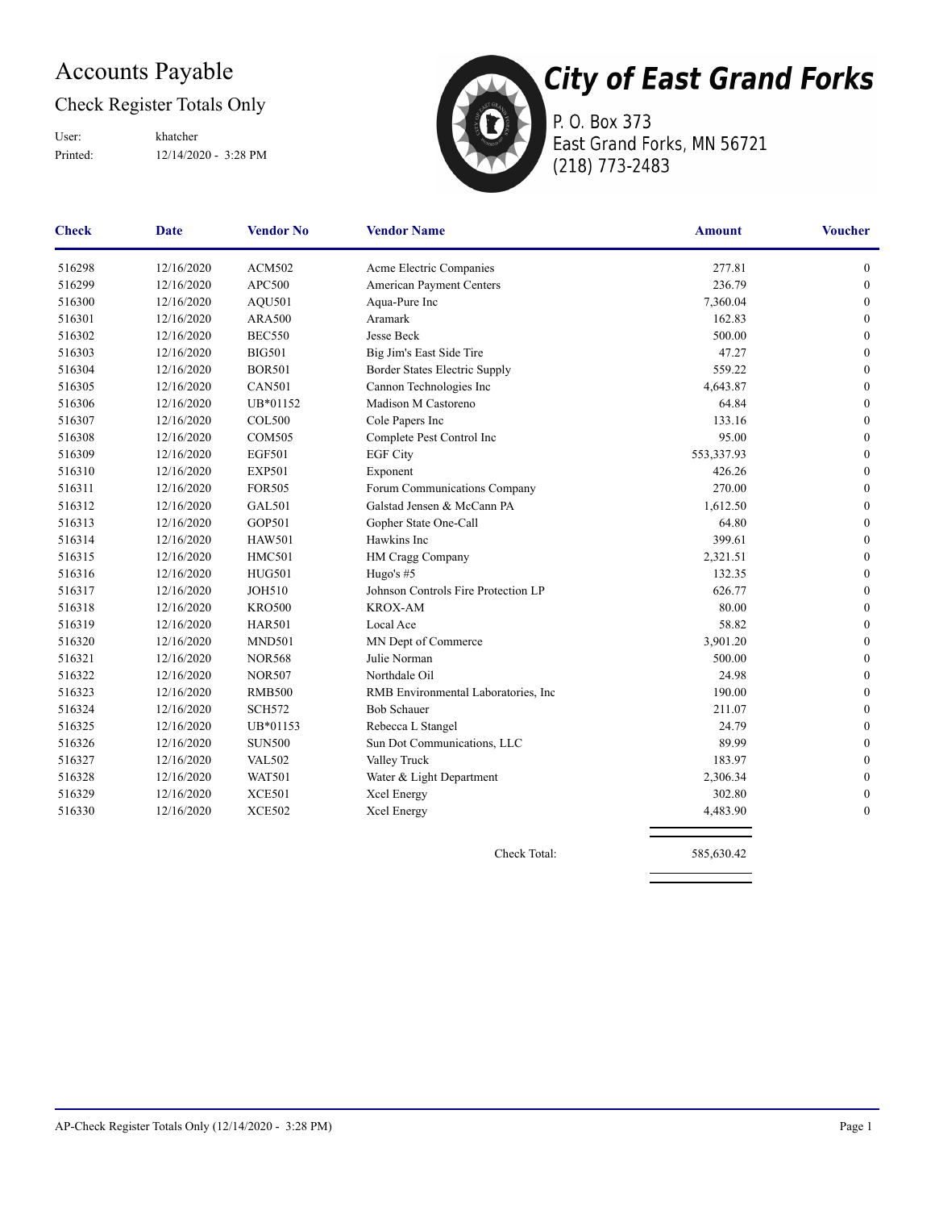# Accounts Payable

## Check Register Totals Only

User: khatcher
Printed: 12/14/2020 - 3:28 PM

**City of East Grand Forks**
P. O. Box 373
East Grand Forks, MN 56721
(218) 773-2483

| Check | Date | Vendor No | Vendor Name | Amount | Voucher |
|---|---|---|---|---|---|
| 516298 | 12/16/2020 | ACM502 | Acme Electric Companies | 277.81 | 0 |
| 516299 | 12/16/2020 | APC500 | American Payment Centers | 236.79 | 0 |
| 516300 | 12/16/2020 | AQU501 | Aqua-Pure Inc | 7,360.04 | 0 |
| 516301 | 12/16/2020 | ARA500 | Aramark | 162.83 | 0 |
| 516302 | 12/16/2020 | BEC550 | Jesse Beck | 500.00 | 0 |
| 516303 | 12/16/2020 | BIG501 | Big Jim's East Side Tire | 47.27 | 0 |
| 516304 | 12/16/2020 | BOR501 | Border States Electric Supply | 559.22 | 0 |
| 516305 | 12/16/2020 | CAN501 | Cannon Technologies Inc | 4,643.87 | 0 |
| 516306 | 12/16/2020 | UB*01152 | Madison M Castoreno | 64.84 | 0 |
| 516307 | 12/16/2020 | COL500 | Cole Papers Inc | 133.16 | 0 |
| 516308 | 12/16/2020 | COM505 | Complete Pest Control Inc | 95.00 | 0 |
| 516309 | 12/16/2020 | EGF501 | EGF City | 553,337.93 | 0 |
| 516310 | 12/16/2020 | EXP501 | Exponent | 426.26 | 0 |
| 516311 | 12/16/2020 | FOR505 | Forum Communications Company | 270.00 | 0 |
| 516312 | 12/16/2020 | GAL501 | Galstad Jensen & McCann PA | 1,612.50 | 0 |
| 516313 | 12/16/2020 | GOP501 | Gopher State One-Call | 64.80 | 0 |
| 516314 | 12/16/2020 | HAW501 | Hawkins Inc | 399.61 | 0 |
| 516315 | 12/16/2020 | HMC501 | HM Cragg Company | 2,321.51 | 0 |
| 516316 | 12/16/2020 | HUG501 | Hugo's #5 | 132.35 | 0 |
| 516317 | 12/16/2020 | JOH510 | Johnson Controls Fire Protection LP | 626.77 | 0 |
| 516318 | 12/16/2020 | KRO500 | KROX-AM | 80.00 | 0 |
| 516319 | 12/16/2020 | HAR501 | Local Ace | 58.82 | 0 |
| 516320 | 12/16/2020 | MND501 | MN Dept of Commerce | 3,901.20 | 0 |
| 516321 | 12/16/2020 | NOR568 | Julie Norman | 500.00 | 0 |
| 516322 | 12/16/2020 | NOR507 | Northdale Oil | 24.98 | 0 |
| 516323 | 12/16/2020 | RMB500 | RMB Environmental Laboratories, Inc | 190.00 | 0 |
| 516324 | 12/16/2020 | SCH572 | Bob Schauer | 211.07 | 0 |
| 516325 | 12/16/2020 | UB*01153 | Rebecca L Stangel | 24.79 | 0 |
| 516326 | 12/16/2020 | SUN500 | Sun Dot Communications, LLC | 89.99 | 0 |
| 516327 | 12/16/2020 | VAL502 | Valley Truck | 183.97 | 0 |
| 516328 | 12/16/2020 | WAT501 | Water & Light Department | 2,306.34 | 0 |
| 516329 | 12/16/2020 | XCE501 | Xcel Energy | 302.80 | 0 |
| 516330 | 12/16/2020 | XCE502 | Xcel Energy | 4,483.90 | 0 |
| | | | Check Total: | 585,630.42 | |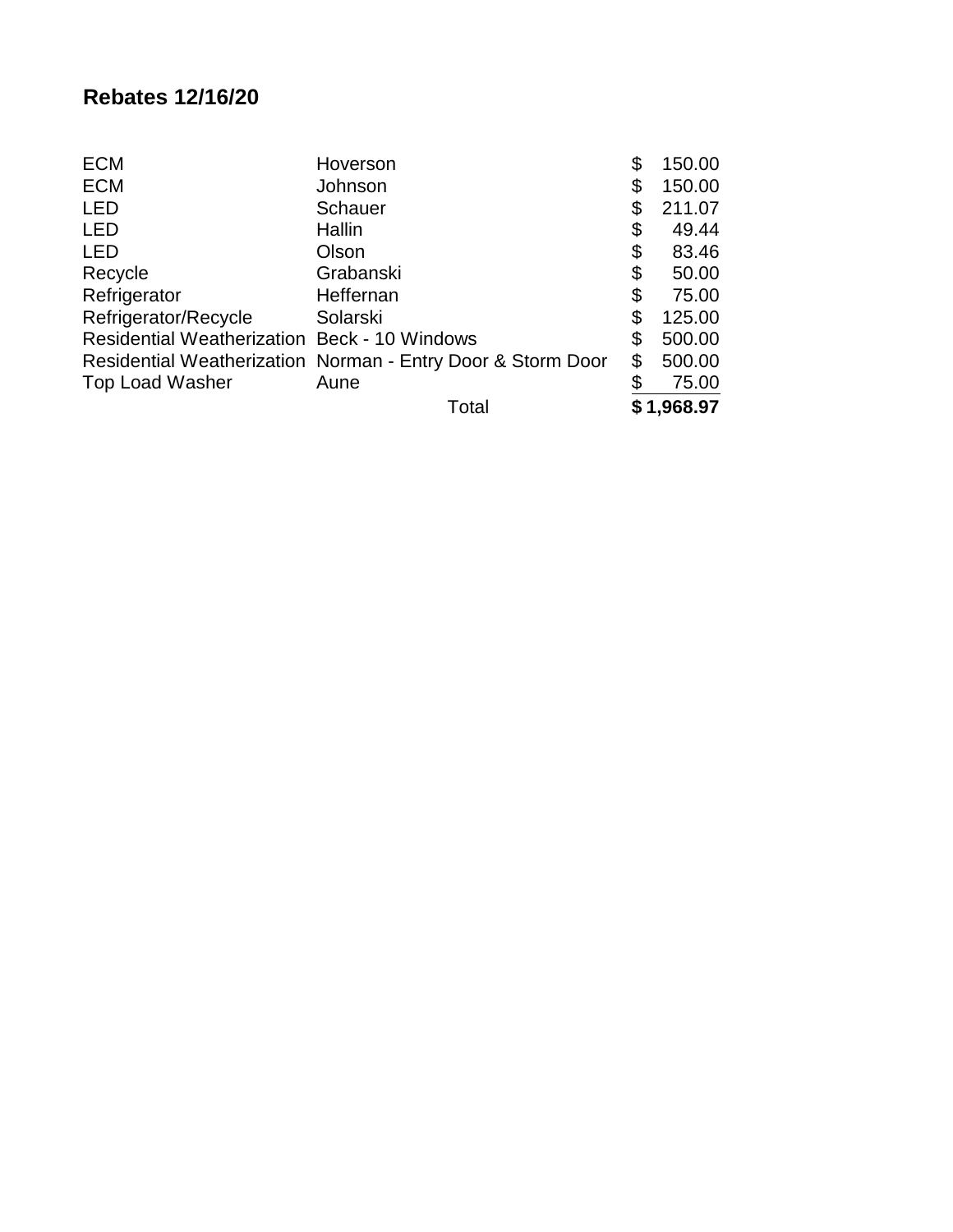## Rebates 12/16/20

| | | |
|---|---|---|
| ECM | Hoverson | $ 150.00 |
| ECM | Johnson | $ 150.00 |
| LED | Schauer | $ 211.07 |
| LED | Hallin | $ 49.44 |
| LED | Olson | $ 83.46 |
| Recycle | Grabanski | $ 50.00 |
| Refrigerator | Heffernan | $ 75.00 |
| Refrigerator/Recycle | Solarski | $ 125.00 |
| Residential Weatherization | Beck - 10 Windows | $ 500.00 |
| Residential Weatherization | Norman - Entry Door & Storm Door | $ 500.00 |
| Top Load Washer | Aune | $ 75.00 |
| | Total | **$ 1,968.97** |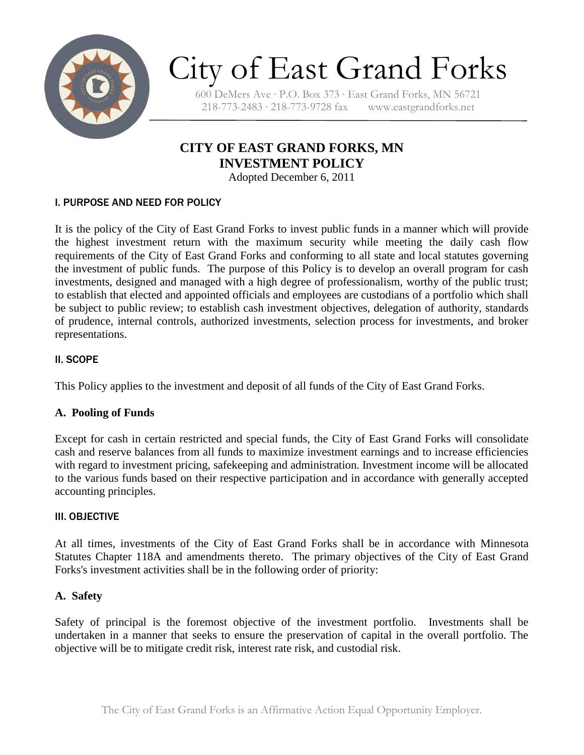# City of East Grand Forks

600 DeMers Ave · P.O. Box 373 · East Grand Forks, MN 56721
218-773-2483 · 218-773-9728 fax www.eastgrandforks.net

## CITY OF EAST GRAND FORKS, MN
## INVESTMENT POLICY

Adopted December 6, 2011

### I. PURPOSE AND NEED FOR POLICY

It is the policy of the City of East Grand Forks to invest public funds in a manner which will provide the highest investment return with the maximum security while meeting the daily cash flow requirements of the City of East Grand Forks and conforming to all state and local statutes governing the investment of public funds. The purpose of this Policy is to develop an overall program for cash investments, designed and managed with a high degree of professionalism, worthy of the public trust; to establish that elected and appointed officials and employees are custodians of a portfolio which shall be subject to public review; to establish cash investment objectives, delegation of authority, standards of prudence, internal controls, authorized investments, selection process for investments, and broker representations.

### II. SCOPE

This Policy applies to the investment and deposit of all funds of the City of East Grand Forks.

#### A. Pooling of Funds

Except for cash in certain restricted and special funds, the City of East Grand Forks will consolidate cash and reserve balances from all funds to maximize investment earnings and to increase efficiencies with regard to investment pricing, safekeeping and administration. Investment income will be allocated to the various funds based on their respective participation and in accordance with generally accepted accounting principles.

### III. OBJECTIVE

At all times, investments of the City of East Grand Forks shall be in accordance with Minnesota Statutes Chapter 118A and amendments thereto. The primary objectives of the City of East Grand Forks's investment activities shall be in the following order of priority:

#### A. Safety

Safety of principal is the foremost objective of the investment portfolio. Investments shall be undertaken in a manner that seeks to ensure the preservation of capital in the overall portfolio. The objective will be to mitigate credit risk, interest rate risk, and custodial risk.

The City of East Grand Forks is an Affirmative Action Equal Opportunity Employer.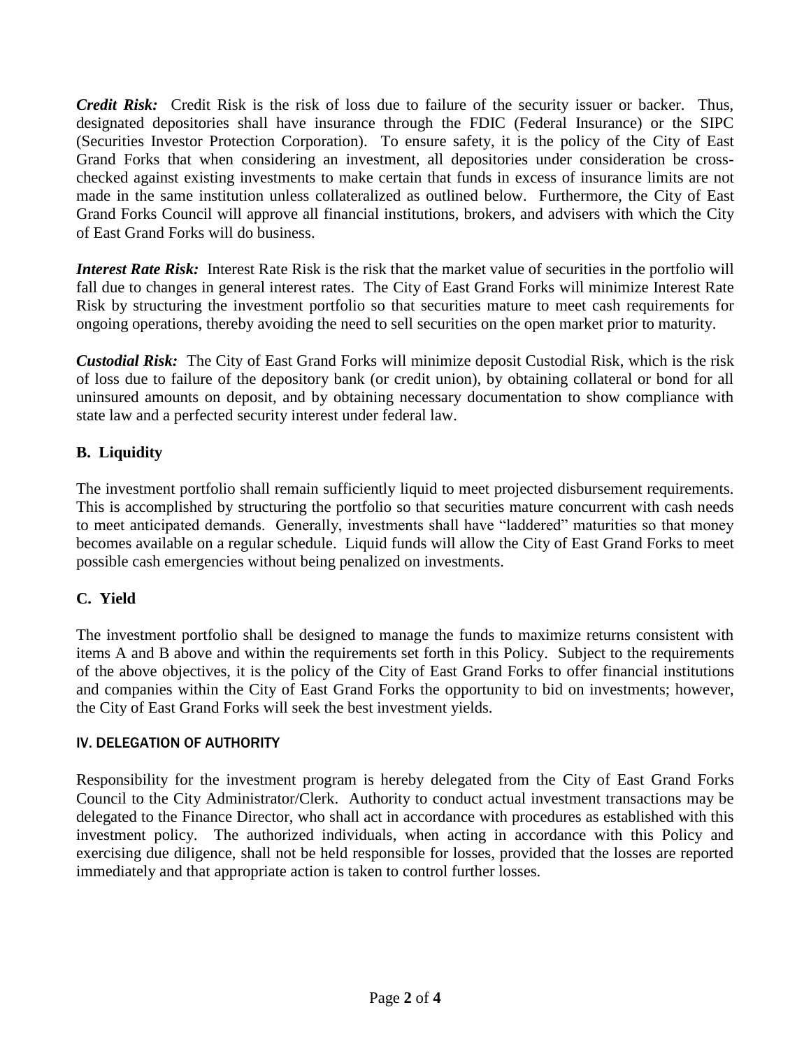***Credit Risk:*** Credit Risk is the risk of loss due to failure of the security issuer or backer. Thus, designated depositories shall have insurance through the FDIC (Federal Insurance) or the SIPC (Securities Investor Protection Corporation). To ensure safety, it is the policy of the City of East Grand Forks that when considering an investment, all depositories under consideration be cross-checked against existing investments to make certain that funds in excess of insurance limits are not made in the same institution unless collateralized as outlined below. Furthermore, the City of East Grand Forks Council will approve all financial institutions, brokers, and advisers with which the City of East Grand Forks will do business.

***Interest Rate Risk:*** Interest Rate Risk is the risk that the market value of securities in the portfolio will fall due to changes in general interest rates. The City of East Grand Forks will minimize Interest Rate Risk by structuring the investment portfolio so that securities mature to meet cash requirements for ongoing operations, thereby avoiding the need to sell securities on the open market prior to maturity.

***Custodial Risk:*** The City of East Grand Forks will minimize deposit Custodial Risk, which is the risk of loss due to failure of the depository bank (or credit union), by obtaining collateral or bond for all uninsured amounts on deposit, and by obtaining necessary documentation to show compliance with state law and a perfected security interest under federal law.

### B. Liquidity

The investment portfolio shall remain sufficiently liquid to meet projected disbursement requirements. This is accomplished by structuring the portfolio so that securities mature concurrent with cash needs to meet anticipated demands. Generally, investments shall have "laddered" maturities so that money becomes available on a regular schedule. Liquid funds will allow the City of East Grand Forks to meet possible cash emergencies without being penalized on investments.

### C. Yield

The investment portfolio shall be designed to manage the funds to maximize returns consistent with items A and B above and within the requirements set forth in this Policy. Subject to the requirements of the above objectives, it is the policy of the City of East Grand Forks to offer financial institutions and companies within the City of East Grand Forks the opportunity to bid on investments; however, the City of East Grand Forks will seek the best investment yields.

## IV. DELEGATION OF AUTHORITY

Responsibility for the investment program is hereby delegated from the City of East Grand Forks Council to the City Administrator/Clerk. Authority to conduct actual investment transactions may be delegated to the Finance Director, who shall act in accordance with procedures as established with this investment policy. The authorized individuals, when acting in accordance with this Policy and exercising due diligence, shall not be held responsible for losses, provided that the losses are reported immediately and that appropriate action is taken to control further losses.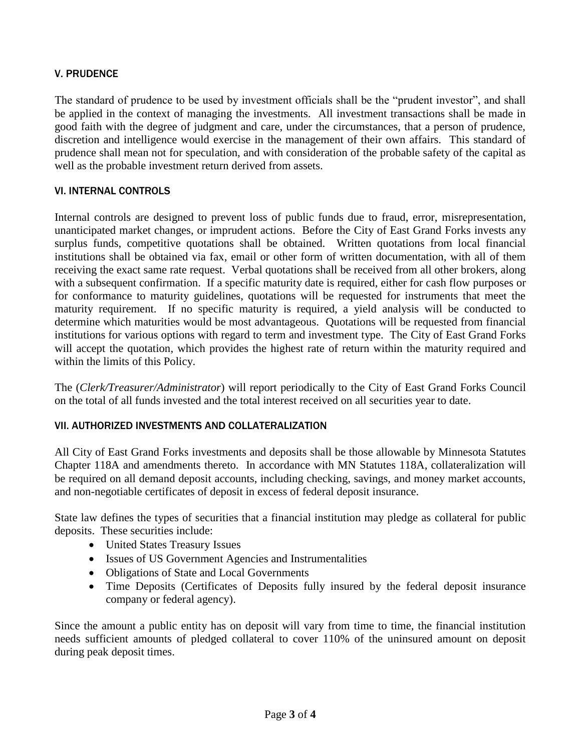## V. PRUDENCE

The standard of prudence to be used by investment officials shall be the "prudent investor", and shall be applied in the context of managing the investments. All investment transactions shall be made in good faith with the degree of judgment and care, under the circumstances, that a person of prudence, discretion and intelligence would exercise in the management of their own affairs. This standard of prudence shall mean not for speculation, and with consideration of the probable safety of the capital as well as the probable investment return derived from assets.

## VI. INTERNAL CONTROLS

Internal controls are designed to prevent loss of public funds due to fraud, error, misrepresentation, unanticipated market changes, or imprudent actions. Before the City of East Grand Forks invests any surplus funds, competitive quotations shall be obtained. Written quotations from local financial institutions shall be obtained via fax, email or other form of written documentation, with all of them receiving the exact same rate request. Verbal quotations shall be received from all other brokers, along with a subsequent confirmation. If a specific maturity date is required, either for cash flow purposes or for conformance to maturity guidelines, quotations will be requested for instruments that meet the maturity requirement. If no specific maturity is required, a yield analysis will be conducted to determine which maturities would be most advantageous. Quotations will be requested from financial institutions for various options with regard to term and investment type. The City of East Grand Forks will accept the quotation, which provides the highest rate of return within the maturity required and within the limits of this Policy.

The (*Clerk/Treasurer/Administrator*) will report periodically to the City of East Grand Forks Council on the total of all funds invested and the total interest received on all securities year to date.

## VII. AUTHORIZED INVESTMENTS AND COLLATERALIZATION

All City of East Grand Forks investments and deposits shall be those allowable by Minnesota Statutes Chapter 118A and amendments thereto. In accordance with MN Statutes 118A, collateralization will be required on all demand deposit accounts, including checking, savings, and money market accounts, and non-negotiable certificates of deposit in excess of federal deposit insurance.

State law defines the types of securities that a financial institution may pledge as collateral for public deposits. These securities include:

- United States Treasury Issues
- Issues of US Government Agencies and Instrumentalities
- Obligations of State and Local Governments
- Time Deposits (Certificates of Deposits fully insured by the federal deposit insurance company or federal agency).

Since the amount a public entity has on deposit will vary from time to time, the financial institution needs sufficient amounts of pledged collateral to cover 110% of the uninsured amount on deposit during peak deposit times.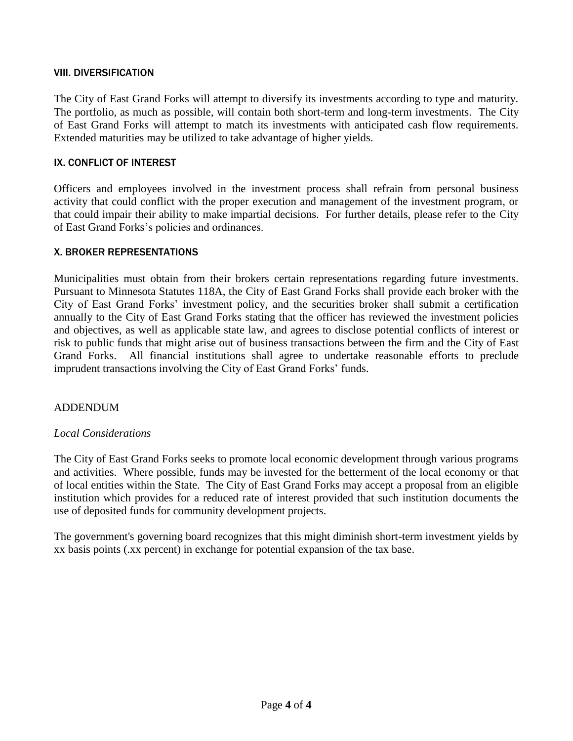## VIII. DIVERSIFICATION

The City of East Grand Forks will attempt to diversify its investments according to type and maturity. The portfolio, as much as possible, will contain both short-term and long-term investments. The City of East Grand Forks will attempt to match its investments with anticipated cash flow requirements. Extended maturities may be utilized to take advantage of higher yields.

## IX. CONFLICT OF INTEREST

Officers and employees involved in the investment process shall refrain from personal business activity that could conflict with the proper execution and management of the investment program, or that could impair their ability to make impartial decisions. For further details, please refer to the City of East Grand Forks's policies and ordinances.

## X. BROKER REPRESENTATIONS

Municipalities must obtain from their brokers certain representations regarding future investments. Pursuant to Minnesota Statutes 118A, the City of East Grand Forks shall provide each broker with the City of East Grand Forks' investment policy, and the securities broker shall submit a certification annually to the City of East Grand Forks stating that the officer has reviewed the investment policies and objectives, as well as applicable state law, and agrees to disclose potential conflicts of interest or risk to public funds that might arise out of business transactions between the firm and the City of East Grand Forks. All financial institutions shall agree to undertake reasonable efforts to preclude imprudent transactions involving the City of East Grand Forks' funds.

## ADDENDUM

*Local Considerations*

The City of East Grand Forks seeks to promote local economic development through various programs and activities. Where possible, funds may be invested for the betterment of the local economy or that of local entities within the State. The City of East Grand Forks may accept a proposal from an eligible institution which provides for a reduced rate of interest provided that such institution documents the use of deposited funds for community development projects.

The government's governing board recognizes that this might diminish short-term investment yields by xx basis points (.xx percent) in exchange for potential expansion of the tax base.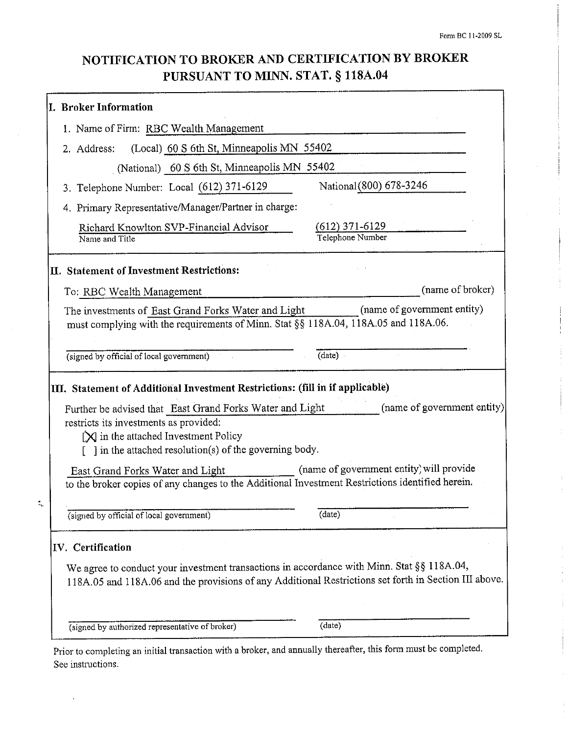Form BC 11-2009 SL

# NOTIFICATION TO BROKER AND CERTIFICATION BY BROKER PURSUANT TO MINN. STAT. § 118A.04

## I. Broker Information

1. Name of Firm: RBC Wealth Management
2. Address: (Local) 60 S 6th St, Minneapolis MN 55402

   (National) 60 S 6th St, Minneapolis MN 55402
3. Telephone Number: Local (612) 371-6129 National (800) 678-3246
4. Primary Representative/Manager/Partner in charge:

   Richard Knowlton SVP-Financial Advisor — (612) 371-6129

   Name and Title — Telephone Number

## II. Statement of Investment Restrictions:

To: RBC Wealth Management (name of broker)

The investments of East Grand Forks Water and Light (name of government entity) must complying with the requirements of Minn. Stat §§ 118A.04, 118A.05 and 118A.06.

_________________________ (signed by official of local government) _____________ (date)

## III. Statement of Additional Investment Restrictions: (fill in if applicable)

Further be advised that East Grand Forks Water and Light (name of government entity) restricts its investments as provided:

[X] in the attached Investment Policy

[ ] in the attached resolution(s) of the governing body.

East Grand Forks Water and Light (name of government entity) will provide to the broker copies of any changes to the Additional Investment Restrictions identified herein.

_________________________ (signed by official of local government) _____________ (date)

## IV. Certification

We agree to conduct your investment transactions in accordance with Minn. Stat §§ 118A.04, 118A.05 and 118A.06 and the provisions of any Additional Restrictions set forth in Section III above.

_________________________ (signed by authorized representative of broker) _____________ (date)

Prior to completing an initial transaction with a broker, and annually thereafter, this form must be completed. See instructions.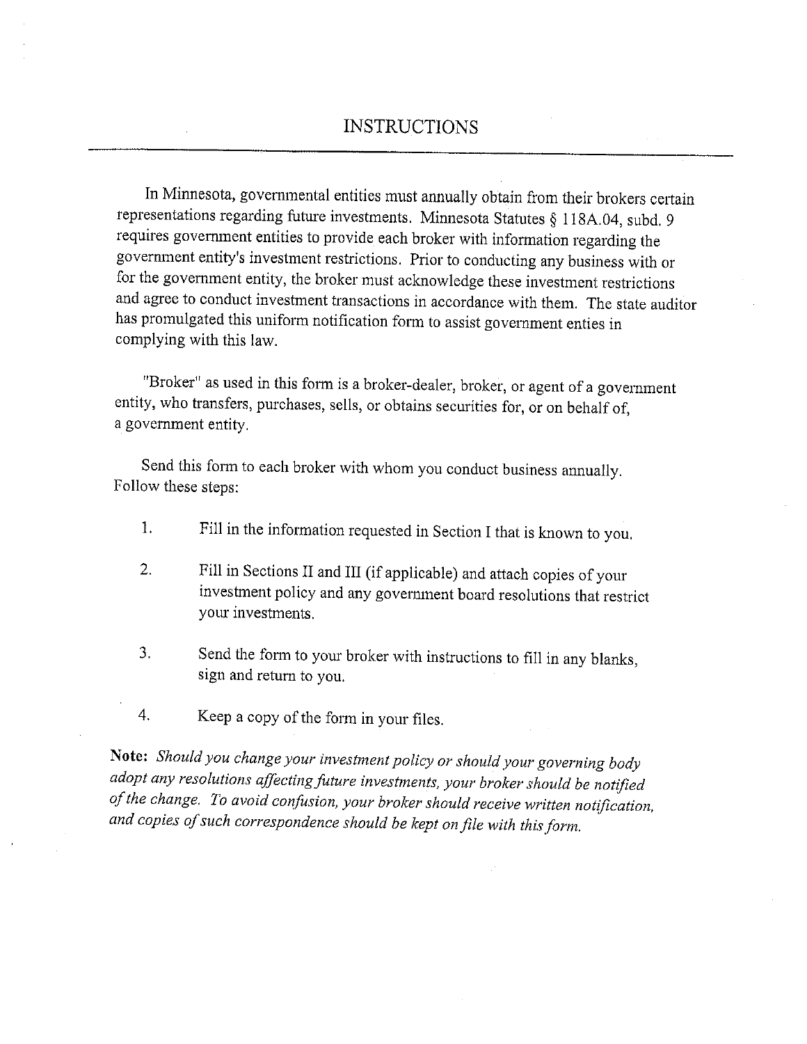# INSTRUCTIONS

In Minnesota, governmental entities must annually obtain from their brokers certain representations regarding future investments. Minnesota Statutes § 118A.04, subd. 9 requires government entities to provide each broker with information regarding the government entity's investment restrictions. Prior to conducting any business with or for the government entity, the broker must acknowledge these investment restrictions and agree to conduct investment transactions in accordance with them. The state auditor has promulgated this uniform notification form to assist government enties in complying with this law.

"Broker" as used in this form is a broker-dealer, broker, or agent of a government entity, who transfers, purchases, sells, or obtains securities for, or on behalf of, a government entity.

Send this form to each broker with whom you conduct business annually. Follow these steps:

1. Fill in the information requested in Section I that is known to you.

2. Fill in Sections II and III (if applicable) and attach copies of your investment policy and any government board resolutions that restrict your investments.

3. Send the form to your broker with instructions to fill in any blanks, sign and return to you.

4. Keep a copy of the form in your files.

**Note:** *Should you change your investment policy or should your governing body adopt any resolutions affecting future investments, your broker should be notified of the change. To avoid confusion, your broker should receive written notification, and copies of such correspondence should be kept on file with this form.*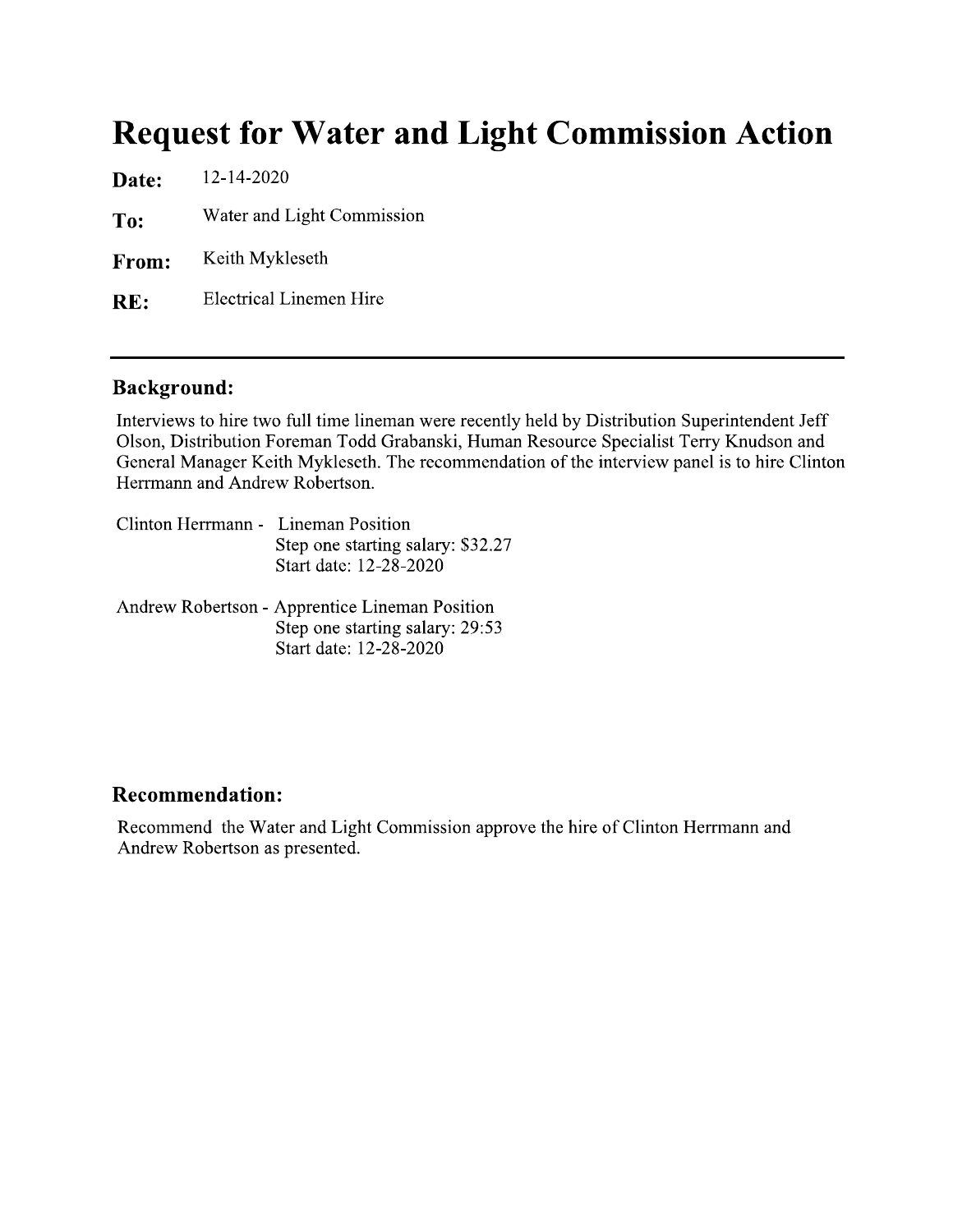# Request for Water and Light Commission Action

**Date:** 12-14-2020

**To:** Water and Light Commission

**From:** Keith Mykleseth

**RE:** Electrical Linemen Hire

---

## Background:

Interviews to hire two full time lineman were recently held by Distribution Superintendent Jeff Olson, Distribution Foreman Todd Grabanski, Human Resource Specialist Terry Knudson and General Manager Keith Mykleseth. The recommendation of the interview panel is to hire Clinton Herrmann and Andrew Robertson.

Clinton Herrmann - Lineman Position
Step one starting salary: $32.27
Start date: 12-28-2020

Andrew Robertson - Apprentice Lineman Position
Step one starting salary: 29:53
Start date: 12-28-2020

## Recommendation:

Recommend the Water and Light Commission approve the hire of Clinton Herrmann and Andrew Robertson as presented.